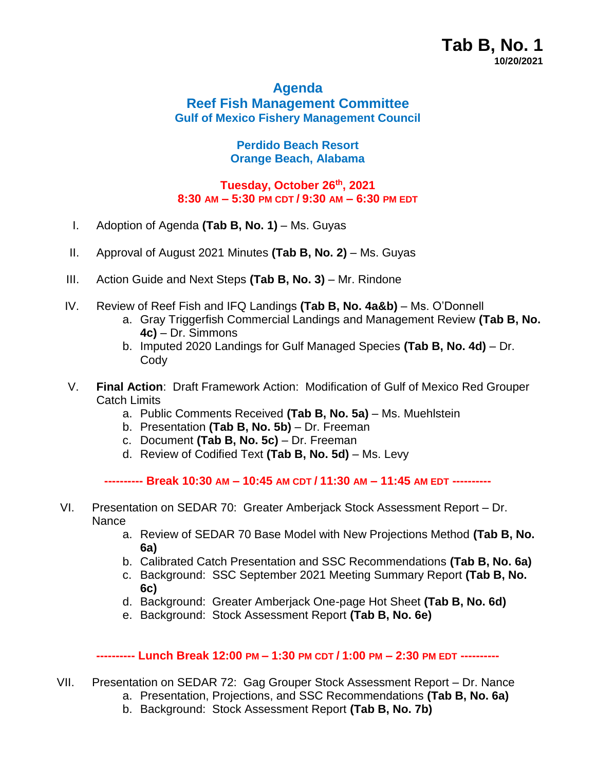**Tab B, No. 1**
**10/20/2021**

# Agenda
## Reef Fish Management Committee
### Gulf of Mexico Fishery Management Council

**Perdido Beach Resort**
**Orange Beach, Alabama**

**Tuesday, October 26th, 2021**
**8:30 AM – 5:30 PM CDT / 9:30 AM – 6:30 PM EDT**

I. Adoption of Agenda **(Tab B, No. 1)** – Ms. Guyas

II. Approval of August 2021 Minutes **(Tab B, No. 2)** – Ms. Guyas

III. Action Guide and Next Steps **(Tab B, No. 3)** – Mr. Rindone

IV. Review of Reef Fish and IFQ Landings **(Tab B, No. 4a&b)** – Ms. O'Donnell
   a. Gray Triggerfish Commercial Landings and Management Review **(Tab B, No. 4c)** – Dr. Simmons
   b. Imputed 2020 Landings for Gulf Managed Species **(Tab B, No. 4d)** – Dr. Cody

V. **Final Action**: Draft Framework Action: Modification of Gulf of Mexico Red Grouper Catch Limits
   a. Public Comments Received **(Tab B, No. 5a)** – Ms. Muehlstein
   b. Presentation **(Tab B, No. 5b)** – Dr. Freeman
   c. Document **(Tab B, No. 5c)** – Dr. Freeman
   d. Review of Codified Text **(Tab B, No. 5d)** – Ms. Levy

**---------- Break 10:30 AM – 10:45 AM CDT / 11:30 AM – 11:45 AM EDT ----------**

VI. Presentation on SEDAR 70: Greater Amberjack Stock Assessment Report – Dr. Nance
   a. Review of SEDAR 70 Base Model with New Projections Method **(Tab B, No. 6a)**
   b. Calibrated Catch Presentation and SSC Recommendations **(Tab B, No. 6a)**
   c. Background: SSC September 2021 Meeting Summary Report **(Tab B, No. 6c)**
   d. Background: Greater Amberjack One-page Hot Sheet **(Tab B, No. 6d)**
   e. Background: Stock Assessment Report **(Tab B, No. 6e)**

**---------- Lunch Break 12:00 PM – 1:30 PM CDT / 1:00 PM – 2:30 PM EDT ----------**

VII. Presentation on SEDAR 72: Gag Grouper Stock Assessment Report – Dr. Nance
   a. Presentation, Projections, and SSC Recommendations **(Tab B, No. 6a)**
   b. Background: Stock Assessment Report **(Tab B, No. 7b)**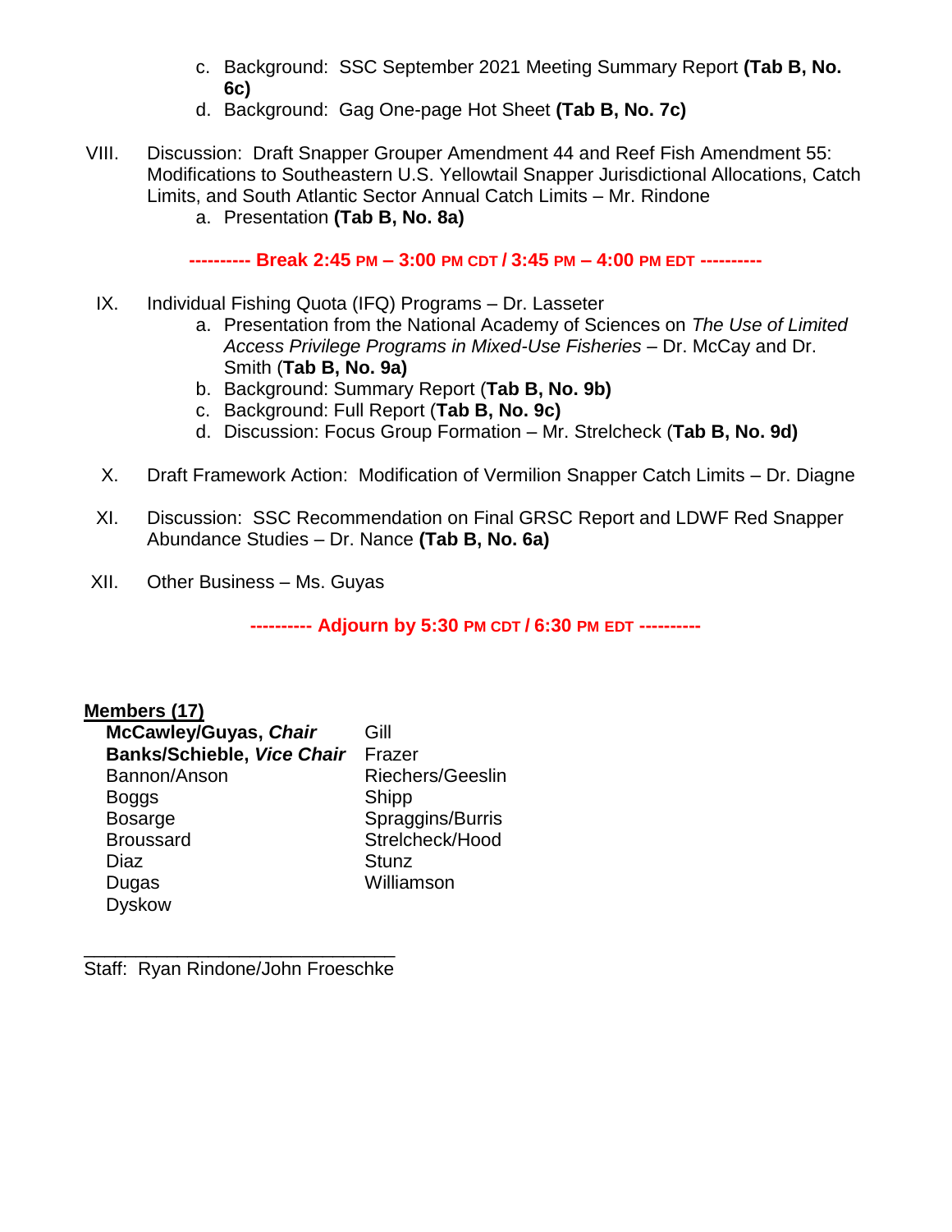c. Background: SSC September 2021 Meeting Summary Report **(Tab B, No. 6c)**
   d. Background: Gag One-page Hot Sheet **(Tab B, No. 7c)**

VIII. Discussion: Draft Snapper Grouper Amendment 44 and Reef Fish Amendment 55: Modifications to Southeastern U.S. Yellowtail Snapper Jurisdictional Allocations, Catch Limits, and South Atlantic Sector Annual Catch Limits – Mr. Rindone
   a. Presentation **(Tab B, No. 8a)**

**---------- Break 2:45 PM – 3:00 PM CDT / 3:45 PM – 4:00 PM EDT ----------**

IX. Individual Fishing Quota (IFQ) Programs – Dr. Lasseter
   a. Presentation from the National Academy of Sciences on *The Use of Limited Access Privilege Programs in Mixed-Use Fisheries* – Dr. McCay and Dr. Smith (**Tab B, No. 9a)**
   b. Background: Summary Report (**Tab B, No. 9b)**
   c. Background: Full Report (**Tab B, No. 9c)**
   d. Discussion: Focus Group Formation – Mr. Strelcheck (**Tab B, No. 9d)**

X. Draft Framework Action: Modification of Vermilion Snapper Catch Limits – Dr. Diagne

XI. Discussion: SSC Recommendation on Final GRSC Report and LDWF Red Snapper Abundance Studies – Dr. Nance **(Tab B, No. 6a)**

XII. Other Business – Ms. Guyas

**---------- Adjourn by 5:30 PM CDT / 6:30 PM EDT ----------**

**<u>Members (17)</u>**

| | |
|---|---|
| **McCawley/Guyas, *Chair*** | Gill |
| **Banks/Schieble, *Vice Chair*** | Frazer |
| Bannon/Anson | Riechers/Geeslin |
| Boggs | Shipp |
| Bosarge | Spraggins/Burris |
| Broussard | Strelcheck/Hood |
| Diaz | Stunz |
| Dugas | Williamson |
| Dyskow | |

Staff: Ryan Rindone/John Froeschke